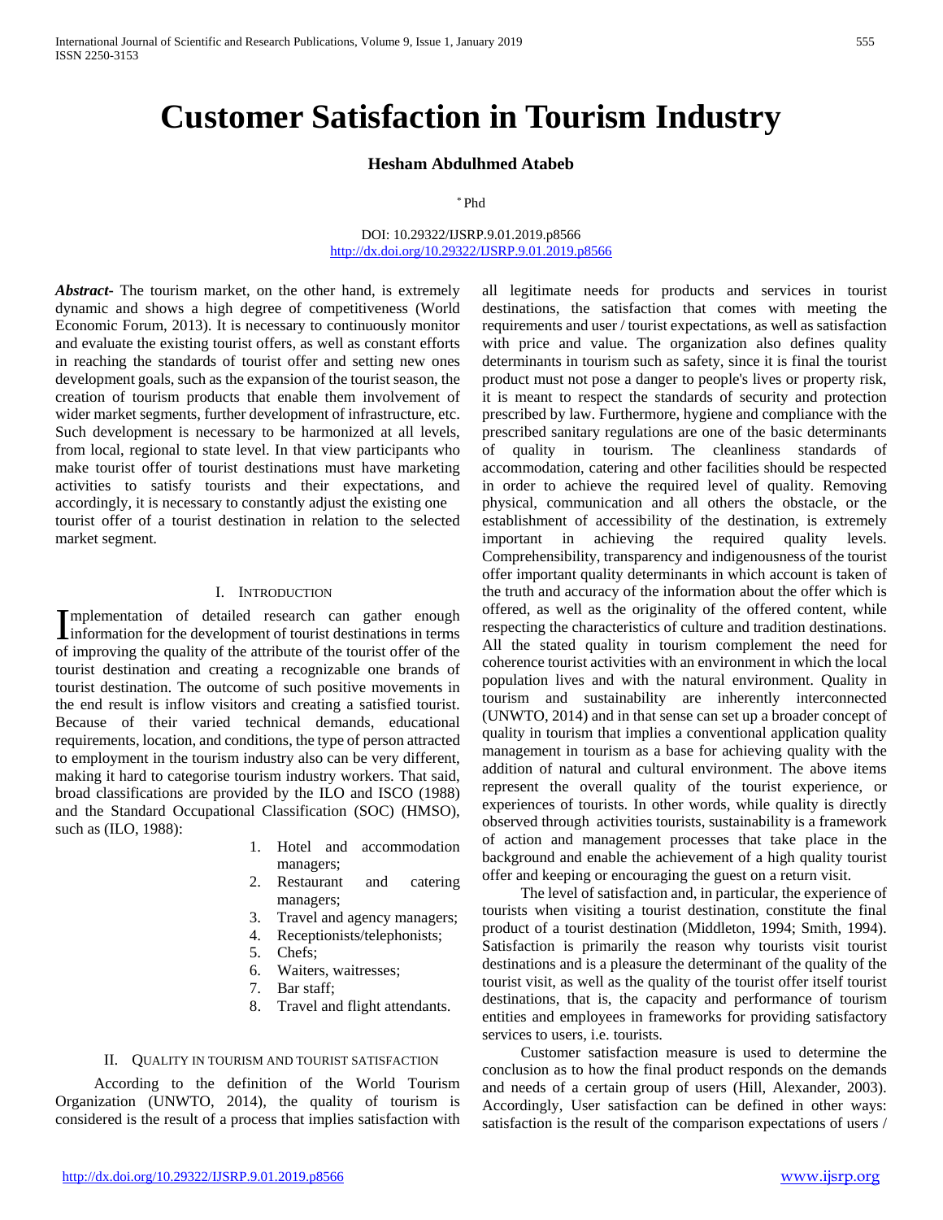# Customer Satisfaction in Tourism Industry

**Hesham Abdulhmed Atabeb**

[*] Phd

DOI: 10.29322/IJSRP.9.01.2019.p8566
http://dx.doi.org/10.29322/IJSRP.9.01.2019.p8566

***Abstract-*** The tourism market, on the other hand, is extremely dynamic and shows a high degree of competitiveness (World Economic Forum, 2013). It is necessary to continuously monitor and evaluate the existing tourist offers, as well as constant efforts in reaching the standards of tourist offer and setting new ones development goals, such as the expansion of the tourist season, the creation of tourism products that enable them involvement of wider market segments, further development of infrastructure, etc. Such development is necessary to be harmonized at all levels, from local, regional to state level. In that view participants who make tourist offer of tourist destinations must have marketing activities to satisfy tourists and their expectations, and accordingly, it is necessary to constantly adjust the existing one tourist offer of a tourist destination in relation to the selected market segment.

## I. Introduction

Implementation of detailed research can gather enough information for the development of tourist destinations in terms of improving the quality of the attribute of the tourist offer of the tourist destination and creating a recognizable one brands of tourist destination. The outcome of such positive movements in the end result is inflow visitors and creating a satisfied tourist. Because of their varied technical demands, educational requirements, location, and conditions, the type of person attracted to employment in the tourism industry also can be very different, making it hard to categorise tourism industry workers. That said, broad classifications are provided by the ILO and ISCO (1988) and the Standard Occupational Classification (SOC) (HMSO), such as (ILO, 1988):

1. Hotel and accommodation managers;
2. Restaurant and catering managers;
3. Travel and agency managers;
4. Receptionists/telephonists;
5. Chefs;
6. Waiters, waitresses;
7. Bar staff;
8. Travel and flight attendants.

## II. Quality in Tourism and Tourist Satisfaction

According to the definition of the World Tourism Organization (UNWTO, 2014), the quality of tourism is considered is the result of a process that implies satisfaction with all legitimate needs for products and services in tourist destinations, the satisfaction that comes with meeting the requirements and user / tourist expectations, as well as satisfaction with price and value. The organization also defines quality determinants in tourism such as safety, since it is final the tourist product must not pose a danger to people's lives or property risk, it is meant to respect the standards of security and protection prescribed by law. Furthermore, hygiene and compliance with the prescribed sanitary regulations are one of the basic determinants of quality in tourism. The cleanliness standards of accommodation, catering and other facilities should be respected in order to achieve the required level of quality. Removing physical, communication and all others the obstacle, or the establishment of accessibility of the destination, is extremely important in achieving the required quality levels. Comprehensibility, transparency and indigenousness of the tourist offer important quality determinants in which account is taken of the truth and accuracy of the information about the offer which is offered, as well as the originality of the offered content, while respecting the characteristics of culture and tradition destinations. All the stated quality in tourism complement the need for coherence tourist activities with an environment in which the local population lives and with the natural environment. Quality in tourism and sustainability are inherently interconnected (UNWTO, 2014) and in that sense can set up a broader concept of quality in tourism that implies a conventional application quality management in tourism as a base for achieving quality with the addition of natural and cultural environment. The above items represent the overall quality of the tourist experience, or experiences of tourists. In other words, while quality is directly observed through activities tourists, sustainability is a framework of action and management processes that take place in the background and enable the achievement of a high quality tourist offer and keeping or encouraging the guest on a return visit.

The level of satisfaction and, in particular, the experience of tourists when visiting a tourist destination, constitute the final product of a tourist destination (Middleton, 1994; Smith, 1994). Satisfaction is primarily the reason why tourists visit tourist destinations and is a pleasure the determinant of the quality of the tourist visit, as well as the quality of the tourist offer itself tourist destinations, that is, the capacity and performance of tourism entities and employees in frameworks for providing satisfactory services to users, i.e. tourists.

Customer satisfaction measure is used to determine the conclusion as to how the final product responds on the demands and needs of a certain group of users (Hill, Alexander, 2003). Accordingly, User satisfaction can be defined in other ways: satisfaction is the result of the comparison expectations of users /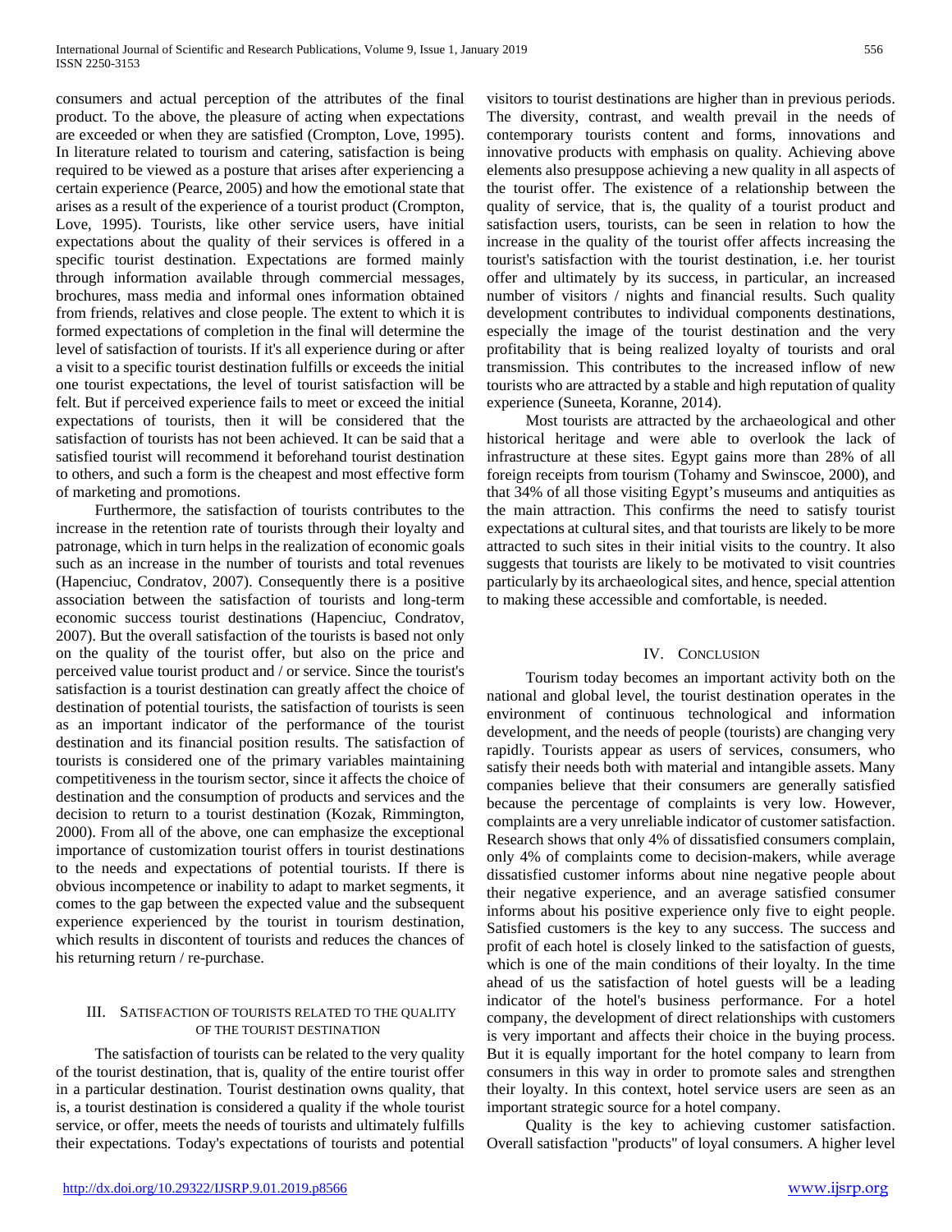consumers and actual perception of the attributes of the final product. To the above, the pleasure of acting when expectations are exceeded or when they are satisfied (Crompton, Love, 1995). In literature related to tourism and catering, satisfaction is being required to be viewed as a posture that arises after experiencing a certain experience (Pearce, 2005) and how the emotional state that arises as a result of the experience of a tourist product (Crompton, Love, 1995). Tourists, like other service users, have initial expectations about the quality of their services is offered in a specific tourist destination. Expectations are formed mainly through information available through commercial messages, brochures, mass media and informal ones information obtained from friends, relatives and close people. The extent to which it is formed expectations of completion in the final will determine the level of satisfaction of tourists. If it's all experience during or after a visit to a specific tourist destination fulfills or exceeds the initial one tourist expectations, the level of tourist satisfaction will be felt. But if perceived experience fails to meet or exceed the initial expectations of tourists, then it will be considered that the satisfaction of tourists has not been achieved. It can be said that a satisfied tourist will recommend it beforehand tourist destination to others, and such a form is the cheapest and most effective form of marketing and promotions.

Furthermore, the satisfaction of tourists contributes to the increase in the retention rate of tourists through their loyalty and patronage, which in turn helps in the realization of economic goals such as an increase in the number of tourists and total revenues (Hapenciuc, Condratov, 2007). Consequently there is a positive association between the satisfaction of tourists and long-term economic success tourist destinations (Hapenciuc, Condratov, 2007). But the overall satisfaction of the tourists is based not only on the quality of the tourist offer, but also on the price and perceived value tourist product and / or service. Since the tourist's satisfaction is a tourist destination can greatly affect the choice of destination of potential tourists, the satisfaction of tourists is seen as an important indicator of the performance of the tourist destination and its financial position results. The satisfaction of tourists is considered one of the primary variables maintaining competitiveness in the tourism sector, since it affects the choice of destination and the consumption of products and services and the decision to return to a tourist destination (Kozak, Rimmington, 2000). From all of the above, one can emphasize the exceptional importance of customization tourist offers in tourist destinations to the needs and expectations of potential tourists. If there is obvious incompetence or inability to adapt to market segments, it comes to the gap between the expected value and the subsequent experience experienced by the tourist in tourism destination, which results in discontent of tourists and reduces the chances of his returning return / re-purchase.

## III. Satisfaction of Tourists Related to the Quality of the Tourist Destination

The satisfaction of tourists can be related to the very quality of the tourist destination, that is, quality of the entire tourist offer in a particular destination. Tourist destination owns quality, that is, a tourist destination is considered a quality if the whole tourist service, or offer, meets the needs of tourists and ultimately fulfills their expectations. Today's expectations of tourists and potential visitors to tourist destinations are higher than in previous periods. The diversity, contrast, and wealth prevail in the needs of contemporary tourists content and forms, innovations and innovative products with emphasis on quality. Achieving above elements also presuppose achieving a new quality in all aspects of the tourist offer. The existence of a relationship between the quality of service, that is, the quality of a tourist product and satisfaction users, tourists, can be seen in relation to how the increase in the quality of the tourist offer affects increasing the tourist's satisfaction with the tourist destination, i.e. her tourist offer and ultimately by its success, in particular, an increased number of visitors / nights and financial results. Such quality development contributes to individual components destinations, especially the image of the tourist destination and the very profitability that is being realized loyalty of tourists and oral transmission. This contributes to the increased inflow of new tourists who are attracted by a stable and high reputation of quality experience (Suneeta, Koranne, 2014).

Most tourists are attracted by the archaeological and other historical heritage and were able to overlook the lack of infrastructure at these sites. Egypt gains more than 28% of all foreign receipts from tourism (Tohamy and Swinscoe, 2000), and that 34% of all those visiting Egypt's museums and antiquities as the main attraction. This confirms the need to satisfy tourist expectations at cultural sites, and that tourists are likely to be more attracted to such sites in their initial visits to the country. It also suggests that tourists are likely to be motivated to visit countries particularly by its archaeological sites, and hence, special attention to making these accessible and comfortable, is needed.

## IV. Conclusion

Tourism today becomes an important activity both on the national and global level, the tourist destination operates in the environment of continuous technological and information development, and the needs of people (tourists) are changing very rapidly. Tourists appear as users of services, consumers, who satisfy their needs both with material and intangible assets. Many companies believe that their consumers are generally satisfied because the percentage of complaints is very low. However, complaints are a very unreliable indicator of customer satisfaction. Research shows that only 4% of dissatisfied consumers complain, only 4% of complaints come to decision-makers, while average dissatisfied customer informs about nine negative people about their negative experience, and an average satisfied consumer informs about his positive experience only five to eight people. Satisfied customers is the key to any success. The success and profit of each hotel is closely linked to the satisfaction of guests, which is one of the main conditions of their loyalty. In the time ahead of us the satisfaction of hotel guests will be a leading indicator of the hotel's business performance. For a hotel company, the development of direct relationships with customers is very important and affects their choice in the buying process. But it is equally important for the hotel company to learn from consumers in this way in order to promote sales and strengthen their loyalty. In this context, hotel service users are seen as an important strategic source for a hotel company.

Quality is the key to achieving customer satisfaction. Overall satisfaction "products" of loyal consumers. A higher level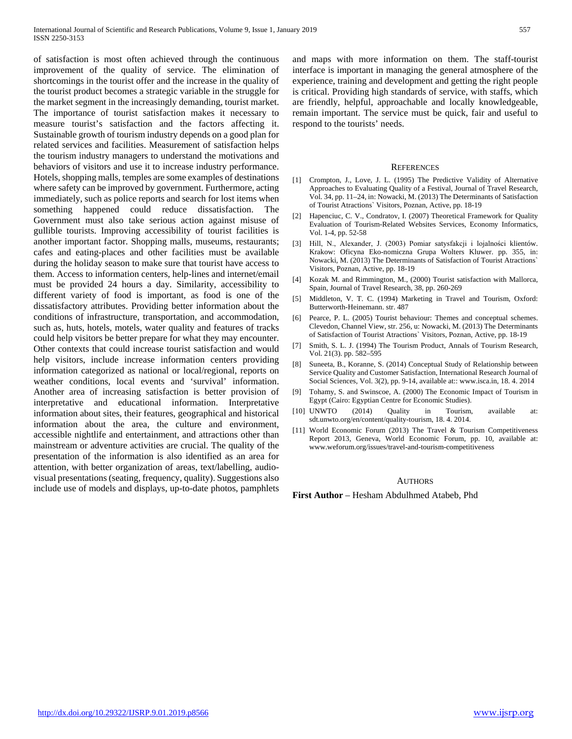of satisfaction is most often achieved through the continuous improvement of the quality of service. The elimination of shortcomings in the tourist offer and the increase in the quality of the tourist product becomes a strategic variable in the struggle for the market segment in the increasingly demanding, tourist market. The importance of tourist satisfaction makes it necessary to measure tourist's satisfaction and the factors affecting it. Sustainable growth of tourism industry depends on a good plan for related services and facilities. Measurement of satisfaction helps the tourism industry managers to understand the motivations and behaviors of visitors and use it to increase industry performance. Hotels, shopping malls, temples are some examples of destinations where safety can be improved by government. Furthermore, acting immediately, such as police reports and search for lost items when something happened could reduce dissatisfaction. The Government must also take serious action against misuse of gullible tourists. Improving accessibility of tourist facilities is another important factor. Shopping malls, museums, restaurants; cafes and eating-places and other facilities must be available during the holiday season to make sure that tourist have access to them. Access to information centers, help-lines and internet/email must be provided 24 hours a day. Similarity, accessibility to different variety of food is important, as food is one of the dissatisfactory attributes. Providing better information about the conditions of infrastructure, transportation, and accommodation, such as, huts, hotels, motels, water quality and features of tracks could help visitors be better prepare for what they may encounter. Other contexts that could increase tourist satisfaction and would help visitors, include increase information centers providing information categorized as national or local/regional, reports on weather conditions, local events and 'survival' information. Another area of increasing satisfaction is better provision of interpretative and educational information. Interpretative information about sites, their features, geographical and historical information about the area, the culture and environment, accessible nightlife and entertainment, and attractions other than mainstream or adventure activities are crucial. The quality of the presentation of the information is also identified as an area for attention, with better organization of areas, text/labelling, audio-visual presentations (seating, frequency, quality). Suggestions also include use of models and displays, up-to-date photos, pamphlets and maps with more information on them. The staff-tourist interface is important in managing the general atmosphere of the experience, training and development and getting the right people is critical. Providing high standards of service, with staffs, which are friendly, helpful, approachable and locally knowledgeable, remain important. The service must be quick, fair and useful to respond to the tourists' needs.

## References

[1] Crompton, J., Love, J. L. (1995) The Predictive Validity of Alternative Approaches to Evaluating Quality of a Festival, Journal of Travel Research, Vol. 34, pp. 11–24, in: Nowacki, M. (2013) The Determinants of Satisfaction of Tourist Atractions` Visitors, Poznan, Active, pp. 18-19

[2] Hapenciuc, C. V., Condratov, I. (2007) Theoretical Framework for Quality Evaluation of Tourism-Related Websites Services, Economy Informatics, Vol. 1-4, pp. 52-58

[3] Hill, N., Alexander, J. (2003) Pomiar satysfakcji i lojalności klientów. Krakow: Oficyna Eko-nomiczna Grupa Wolters Kluwer. pp. 355, in: Nowacki, M. (2013) The Determinants of Satisfaction of Tourist Atractions` Visitors, Poznan, Active, pp. 18-19

[4] Kozak M. and Rimmington, M., (2000) Tourist satisfaction with Mallorca, Spain, Journal of Travel Research, 38, pp. 260-269

[5] Middleton, V. T. C. (1994) Marketing in Travel and Tourism, Oxford: Butterworth-Heinemann. str. 487

[6] Pearce, P. L. (2005) Tourist behaviour: Themes and conceptual schemes. Clevedon, Channel View, str. 256, u: Nowacki, M. (2013) The Determinants of Satisfaction of Tourist Atractions` Visitors, Poznan, Active, pp. 18-19

[7] Smith, S. L. J. (1994) The Tourism Product, Annals of Tourism Research, Vol. 21(3). pp. 582–595

[8] Suneeta, B., Koranne, S. (2014) Conceptual Study of Relationship between Service Quality and Customer Satisfaction, International Research Journal of Social Sciences, Vol. 3(2), pp. 9-14, available at:: www.isca.in, 18. 4. 2014

[9] Tohamy, S. and Swinscoe, A. (2000) The Economic Impact of Tourism in Egypt (Cairo: Egyptian Centre for Economic Studies).

[10] UNWTO (2014) Quality in Tourism, available at: sdt.unwto.org/en/content/quality-tourism, 18. 4. 2014.

[11] World Economic Forum (2013) The Travel & Tourism Competitiveness Report 2013, Geneva, World Economic Forum, pp. 10, available at: www.weforum.org/issues/travel-and-tourism-competitiveness

## Authors

**First Author** – Hesham Abdulhmed Atabeb, Phd